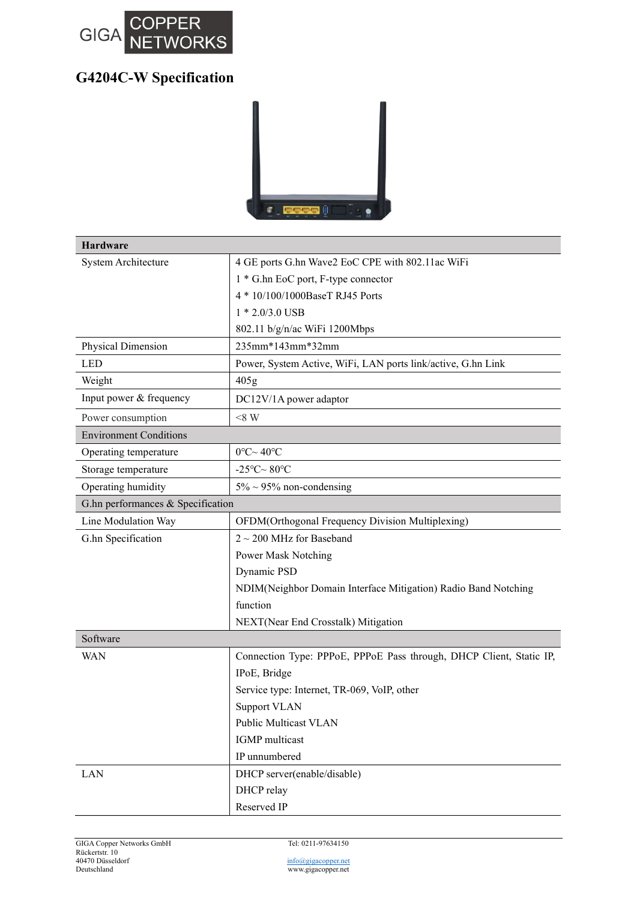# G4204C-W Specification

| Hardware | |
|---|---|
| System Architecture | 4 GE ports G.hn Wave2 EoC CPE with 802.11ac WiFi<br>1 * G.hn EoC port, F-type connector<br>4 * 10/100/1000BaseT RJ45 Ports<br>1 * 2.0/3.0 USB<br>802.11 b/g/n/ac WiFi 1200Mbps |
| Physical Dimension | 235mm*143mm*32mm |
| LED | Power, System Active, WiFi, LAN ports link/active, G.hn Link |
| Weight | 405g |
| Input power & frequency | DC12V/1A power adaptor |
| Power consumption | <8 W |
| **Environment Conditions** | |
| Operating temperature | 0℃~ 40℃ |
| Storage temperature | -25℃~ 80℃ |
| Operating humidity | 5% ~ 95% non-condensing |
| **G.hn performances & Specification** | |
| Line Modulation Way | OFDM(Orthogonal Frequency Division Multiplexing) |
| G.hn Specification | 2 ~ 200 MHz for Baseband<br>Power Mask Notching<br>Dynamic PSD<br>NDIM(Neighbor Domain Interface Mitigation) Radio Band Notching function<br>NEXT(Near End Crosstalk) Mitigation |
| **Software** | |
| WAN | Connection Type: PPPoE, PPPoE Pass through, DHCP Client, Static IP, IPoE, Bridge<br>Service type: Internet, TR-069, VoIP, other<br>Support VLAN<br>Public Multicast VLAN<br>IGMP multicast<br>IP unnumbered |
| LAN | DHCP server(enable/disable)<br>DHCP relay<br>Reserved IP |

GIGA Copper Networks GmbH
Rückertstr. 10
40470 Düsseldorf
Deutschland

Tel: 0211-97634150
info@gigacopper.net
www.gigacopper.net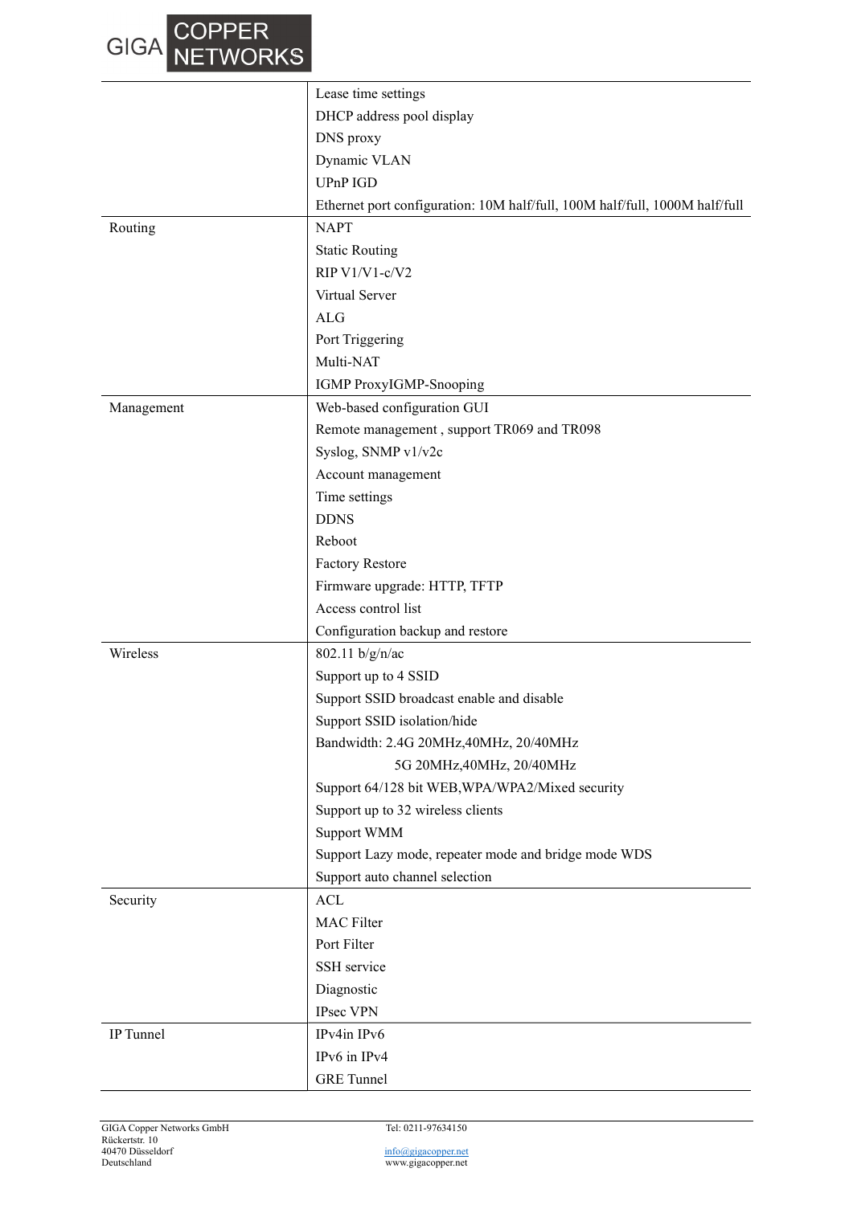| | |
|---|---|
| | Lease time settings |
| | DHCP address pool display |
| | DNS proxy |
| | Dynamic VLAN |
| | UPnP IGD |
| | Ethernet port configuration: 10M half/full, 100M half/full, 1000M half/full |
| Routing | NAPT |
| | Static Routing |
| | RIP V1/V1-c/V2 |
| | Virtual Server |
| | ALG |
| | Port Triggering |
| | Multi-NAT |
| | IGMP ProxyIGMP-Snooping |
| Management | Web-based configuration GUI |
| | Remote management , support TR069 and TR098 |
| | Syslog, SNMP v1/v2c |
| | Account management |
| | Time settings |
| | DDNS |
| | Reboot |
| | Factory Restore |
| | Firmware upgrade: HTTP, TFTP |
| | Access control list |
| | Configuration backup and restore |
| Wireless | 802.11 b/g/n/ac |
| | Support up to 4 SSID |
| | Support SSID broadcast enable and disable |
| | Support SSID isolation/hide |
| | Bandwidth: 2.4G 20MHz,40MHz, 20/40MHz |
| | 5G 20MHz,40MHz, 20/40MHz |
| | Support 64/128 bit WEB,WPA/WPA2/Mixed security |
| | Support up to 32 wireless clients |
| | Support WMM |
| | Support Lazy mode, repeater mode and bridge mode WDS |
| | Support auto channel selection |
| Security | ACL |
| | MAC Filter |
| | Port Filter |
| | SSH service |
| | Diagnostic |
| | IPsec VPN |
| IP Tunnel | IPv4in IPv6 |
| | IPv6 in IPv4 |
| | GRE Tunnel |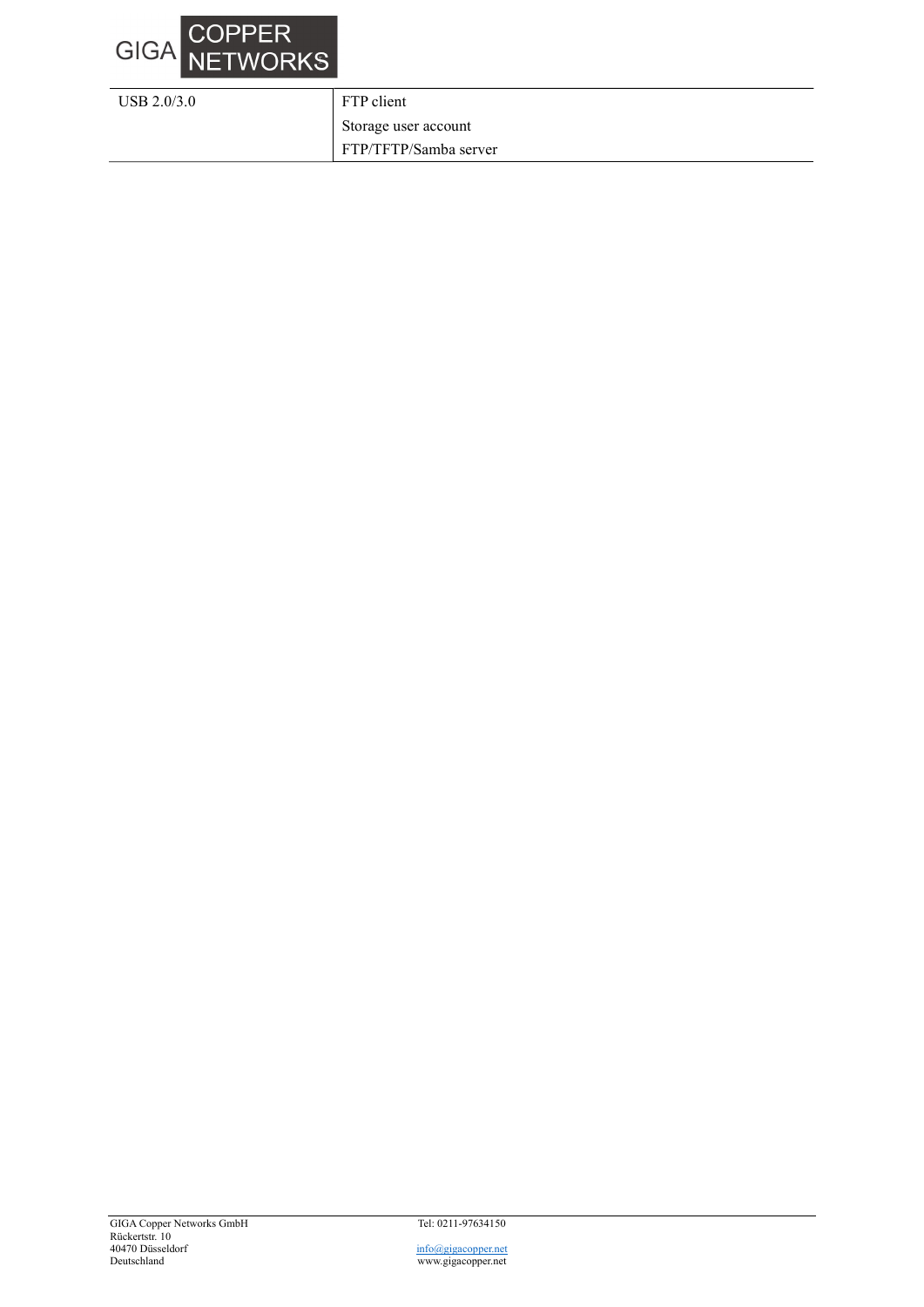| | |
|---|---|
| USB 2.0/3.0 | FTP client |
| | Storage user account |
| | FTP/TFTP/Samba server |